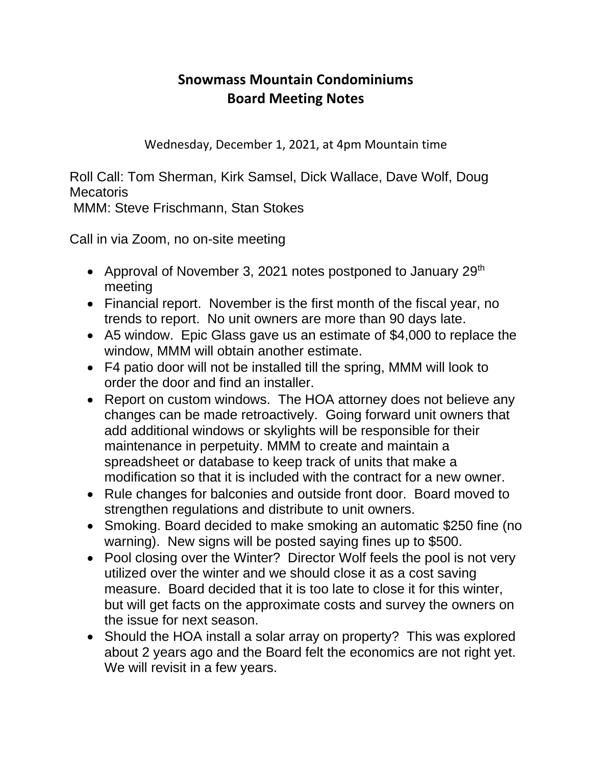# Snowmass Mountain Condominiums
# Board Meeting Notes

Wednesday, December 1, 2021, at 4pm Mountain time

Roll Call: Tom Sherman, Kirk Samsel, Dick Wallace, Dave Wolf, Doug Mecatoris
MMM: Steve Frischmann, Stan Stokes

Call in via Zoom, no on-site meeting

- Approval of November 3, 2021 notes postponed to January 29th meeting
- Financial report. November is the first month of the fiscal year, no trends to report. No unit owners are more than 90 days late.
- A5 window. Epic Glass gave us an estimate of $4,000 to replace the window, MMM will obtain another estimate.
- F4 patio door will not be installed till the spring, MMM will look to order the door and find an installer.
- Report on custom windows. The HOA attorney does not believe any changes can be made retroactively. Going forward unit owners that add additional windows or skylights will be responsible for their maintenance in perpetuity. MMM to create and maintain a spreadsheet or database to keep track of units that make a modification so that it is included with the contract for a new owner.
- Rule changes for balconies and outside front door. Board moved to strengthen regulations and distribute to unit owners.
- Smoking. Board decided to make smoking an automatic $250 fine (no warning). New signs will be posted saying fines up to $500.
- Pool closing over the Winter? Director Wolf feels the pool is not very utilized over the winter and we should close it as a cost saving measure. Board decided that it is too late to close it for this winter, but will get facts on the approximate costs and survey the owners on the issue for next season.
- Should the HOA install a solar array on property? This was explored about 2 years ago and the Board felt the economics are not right yet. We will revisit in a few years.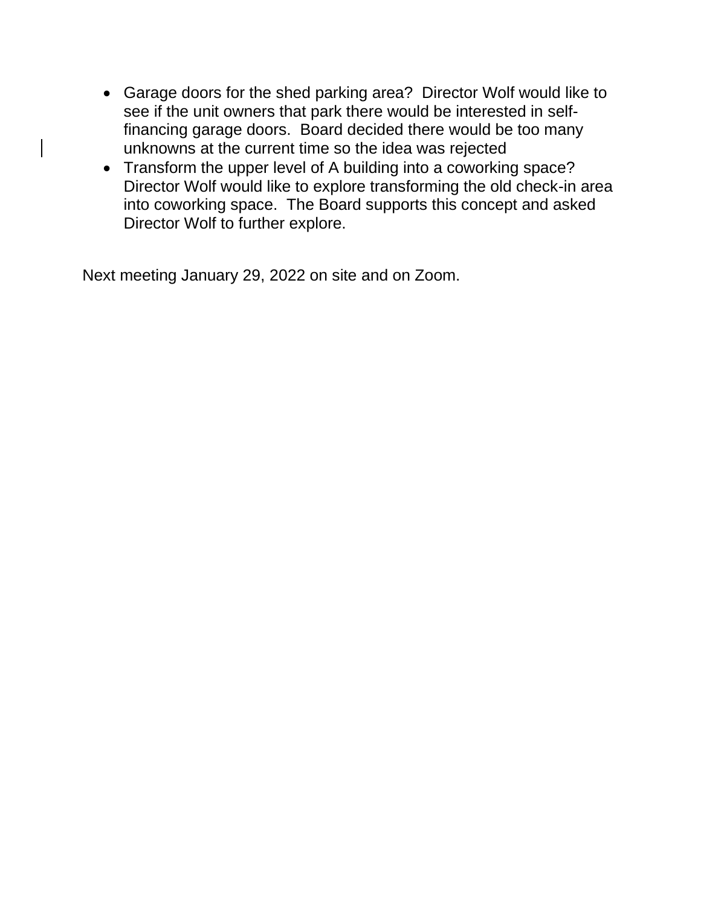- Garage doors for the shed parking area? Director Wolf would like to see if the unit owners that park there would be interested in self-financing garage doors. Board decided there would be too many unknowns at the current time so the idea was rejected
- Transform the upper level of A building into a coworking space? Director Wolf would like to explore transforming the old check-in area into coworking space. The Board supports this concept and asked Director Wolf to further explore.

Next meeting January 29, 2022 on site and on Zoom.